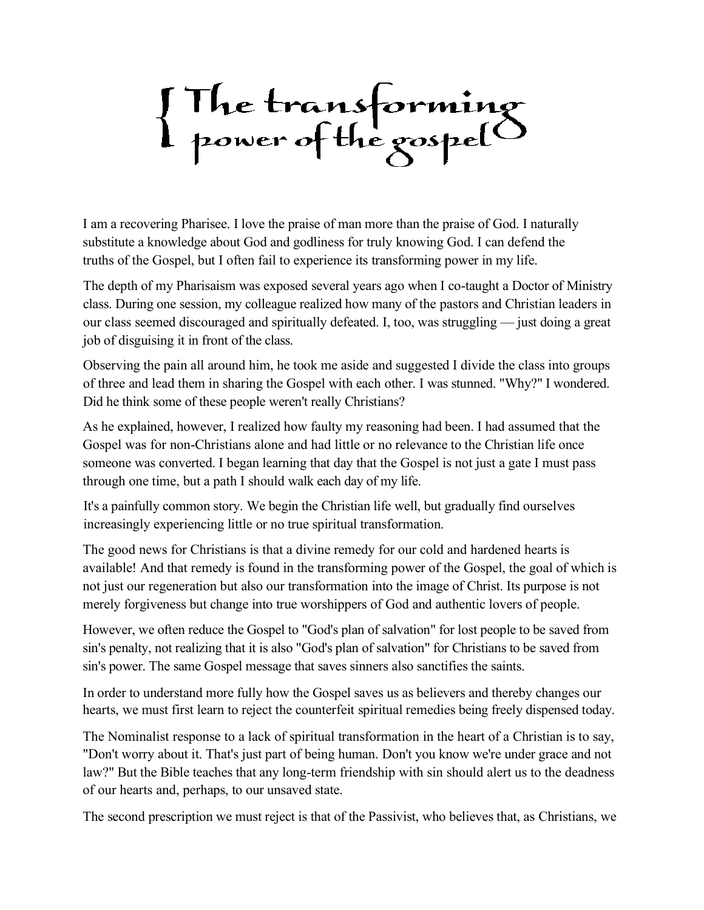# The transforming power of the gospel

I am a recovering Pharisee. I love the praise of man more than the praise of God. I naturally substitute a knowledge about God and godliness for truly knowing God. I can defend the truths of the Gospel, but I often fail to experience its transforming power in my life.

The depth of my Pharisaism was exposed several years ago when I co-taught a Doctor of Ministry class. During one session, my colleague realized how many of the pastors and Christian leaders in our class seemed discouraged and spiritually defeated. I, too, was struggling — just doing a great job of disguising it in front of the class.

Observing the pain all around him, he took me aside and suggested I divide the class into groups of three and lead them in sharing the Gospel with each other. I was stunned. "Why?" I wondered. Did he think some of these people weren't really Christians?

As he explained, however, I realized how faulty my reasoning had been. I had assumed that the Gospel was for non-Christians alone and had little or no relevance to the Christian life once someone was converted. I began learning that day that the Gospel is not just a gate I must pass through one time, but a path I should walk each day of my life.

It's a painfully common story. We begin the Christian life well, but gradually find ourselves increasingly experiencing little or no true spiritual transformation.

The good news for Christians is that a divine remedy for our cold and hardened hearts is available! And that remedy is found in the transforming power of the Gospel, the goal of which is not just our regeneration but also our transformation into the image of Christ. Its purpose is not merely forgiveness but change into true worshippers of God and authentic lovers of people.

However, we often reduce the Gospel to "God's plan of salvation" for lost people to be saved from sin's penalty, not realizing that it is also "God's plan of salvation" for Christians to be saved from sin's power. The same Gospel message that saves sinners also sanctifies the saints.

In order to understand more fully how the Gospel saves us as believers and thereby changes our hearts, we must first learn to reject the counterfeit spiritual remedies being freely dispensed today.

The Nominalist response to a lack of spiritual transformation in the heart of a Christian is to say, "Don't worry about it. That's just part of being human. Don't you know we're under grace and not law?" But the Bible teaches that any long-term friendship with sin should alert us to the deadness of our hearts and, perhaps, to our unsaved state.

The second prescription we must reject is that of the Passivist, who believes that, as Christians, we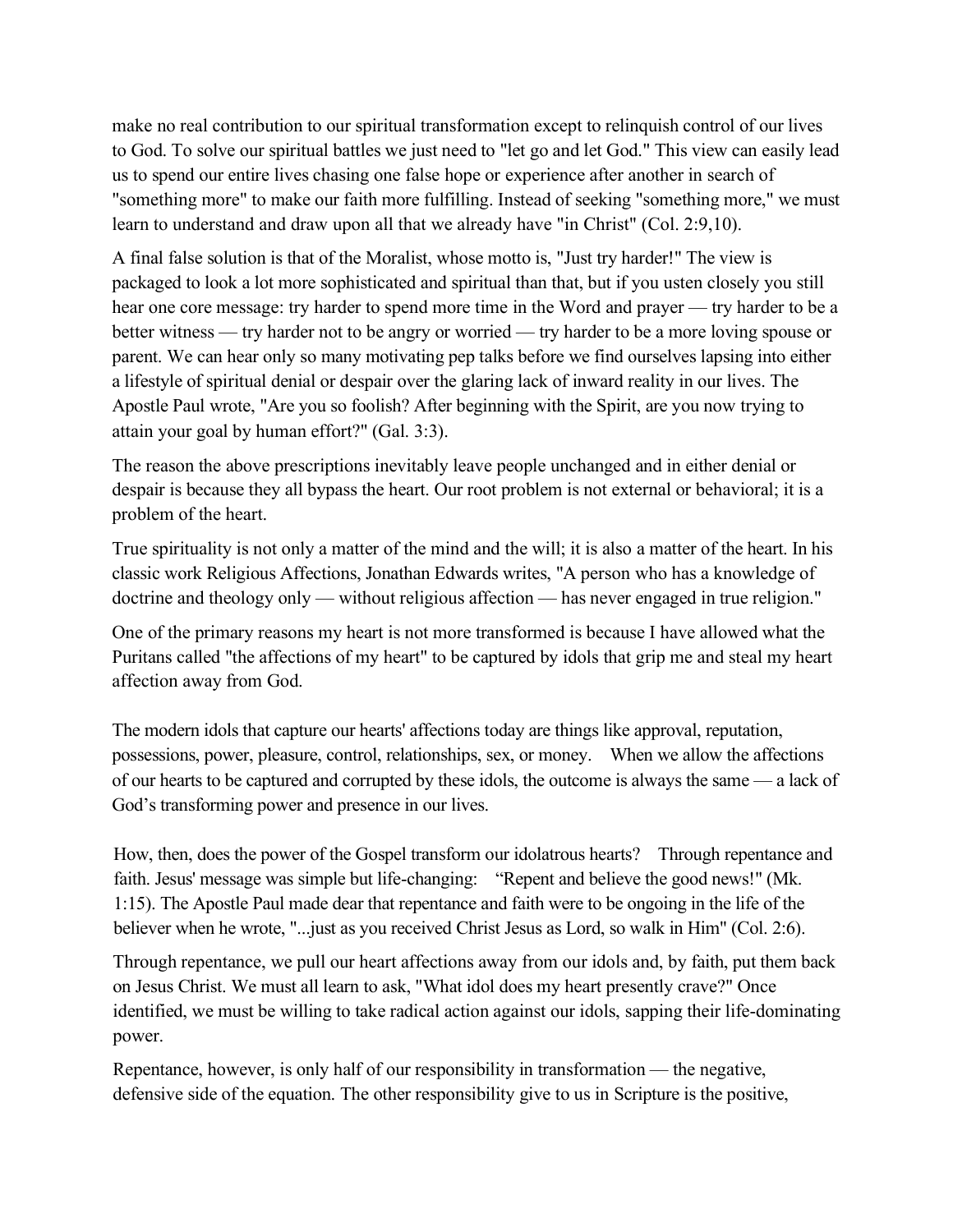make no real contribution to our spiritual transformation except to relinquish control of our lives to God. To solve our spiritual battles we just need to "let go and let God." This view can easily lead us to spend our entire lives chasing one false hope or experience after another in search of "something more" to make our faith more fulfilling. Instead of seeking "something more," we must learn to understand and draw upon all that we already have "in Christ" (Col. 2:9,10).

A final false solution is that of the Moralist, whose motto is, "Just try harder!" The view is packaged to look a lot more sophisticated and spiritual than that, but if you usten closely you still hear one core message: try harder to spend more time in the Word and prayer — try harder to be a better witness — try harder not to be angry or worried — try harder to be a more loving spouse or parent. We can hear only so many motivating pep talks before we find ourselves lapsing into either a lifestyle of spiritual denial or despair over the glaring lack of inward reality in our lives. The Apostle Paul wrote, "Are you so foolish? After beginning with the Spirit, are you now trying to attain your goal by human effort?" (Gal. 3:3).

The reason the above prescriptions inevitably leave people unchanged and in either denial or despair is because they all bypass the heart. Our root problem is not external or behavioral; it is a problem of the heart.

True spirituality is not only a matter of the mind and the will; it is also a matter of the heart. In his classic work Religious Affections, Jonathan Edwards writes, "A person who has a knowledge of doctrine and theology only — without religious affection — has never engaged in true religion."

One of the primary reasons my heart is not more transformed is because I have allowed what the Puritans called "the affections of my heart" to be captured by idols that grip me and steal my heart affection away from God.

The modern idols that capture our hearts' affections today are things like approval, reputation, possessions, power, pleasure, control, relationships, sex, or money. When we allow the affections of our hearts to be captured and corrupted by these idols, the outcome is always the same — a lack of God's transforming power and presence in our lives.

How, then, does the power of the Gospel transform our idolatrous hearts? Through repentance and faith. Jesus' message was simple but life-changing: "Repent and believe the good news!" (Mk. 1:15). The Apostle Paul made dear that repentance and faith were to be ongoing in the life of the believer when he wrote, "...just as you received Christ Jesus as Lord, so walk in Him" (Col. 2:6).

Through repentance, we pull our heart affections away from our idols and, by faith, put them back on Jesus Christ. We must all learn to ask, "What idol does my heart presently crave?" Once identified, we must be willing to take radical action against our idols, sapping their life-dominating power.

Repentance, however, is only half of our responsibility in transformation — the negative, defensive side of the equation. The other responsibility give to us in Scripture is the positive,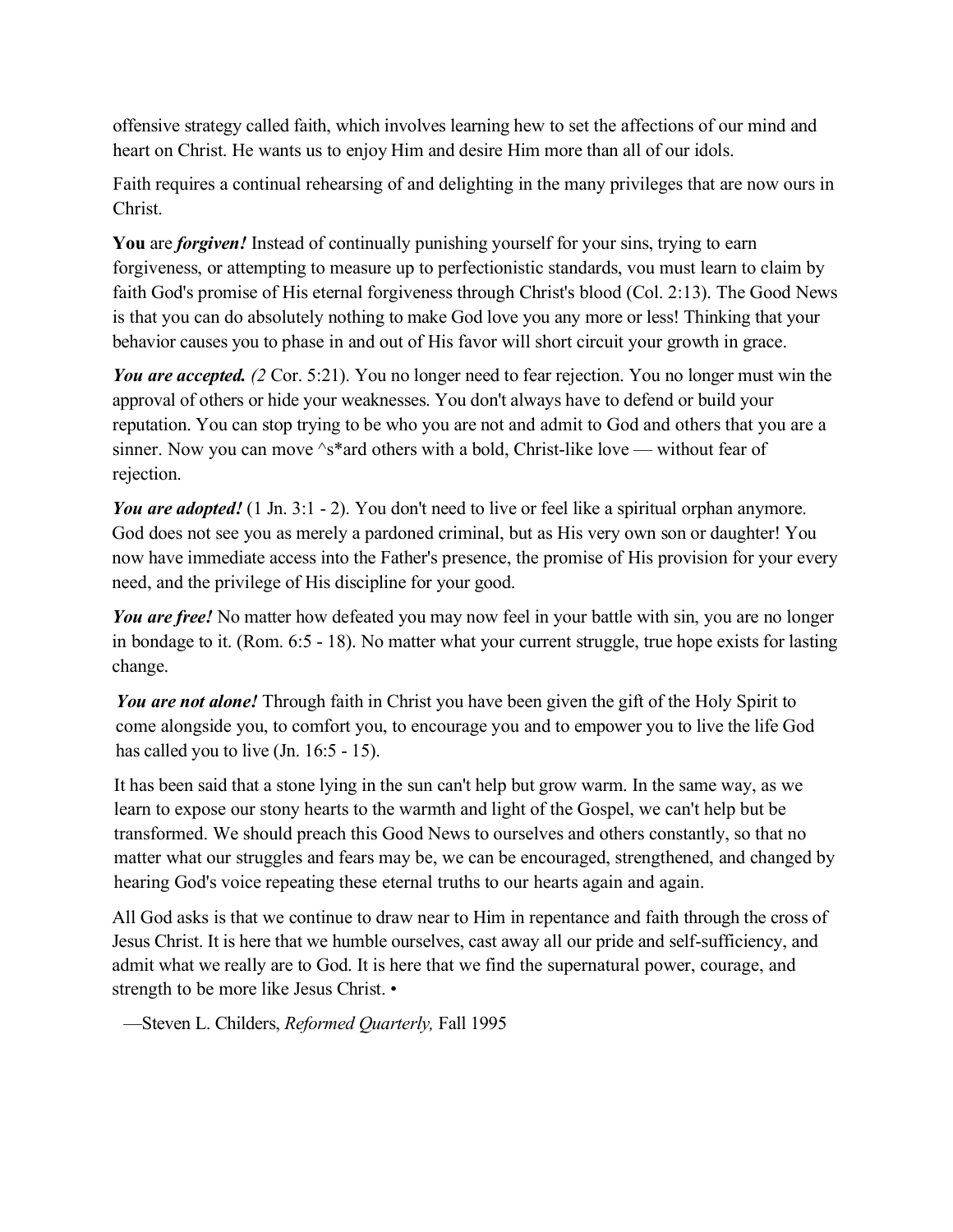offensive strategy called faith, which involves learning hew to set the affections of our mind and heart on Christ. He wants us to enjoy Him and desire Him more than all of our idols.

Faith requires a continual rehearsing of and delighting in the many privileges that are now ours in Christ.

**You** are ***forgiven!*** Instead of continually punishing yourself for your sins, trying to earn forgiveness, or attempting to measure up to perfectionistic standards, vou must learn to claim by faith God's promise of His eternal forgiveness through Christ's blood (Col. 2:13). The Good News is that you can do absolutely nothing to make God love you any more or less! Thinking that your behavior causes you to phase in and out of His favor will short circuit your growth in grace.

***You are accepted.*** *(2* Cor. 5:21). You no longer need to fear rejection. You no longer must win the approval of others or hide your weaknesses. You don't always have to defend or build your reputation. You can stop trying to be who you are not and admit to God and others that you are a sinner. Now you can move ^s*ard others with a bold, Christ-like love — without fear of rejection.

***You are adopted!*** (1 Jn. 3:1 - 2). You don't need to live or feel like a spiritual orphan anymore. God does not see you as merely a pardoned criminal, but as His very own son or daughter! You now have immediate access into the Father's presence, the promise of His provision for your every need, and the privilege of His discipline for your good.

***You are free!*** No matter how defeated you may now feel in your battle with sin, you are no longer in bondage to it. (Rom. 6:5 - 18). No matter what your current struggle, true hope exists for lasting change.

***You are not alone!*** Through faith in Christ you have been given the gift of the Holy Spirit to come alongside you, to comfort you, to encourage you and to empower you to live the life God has called you to live (Jn. 16:5 - 15).

It has been said that a stone lying in the sun can't help but grow warm. In the same way, as we learn to expose our stony hearts to the warmth and light of the Gospel, we can't help but be transformed. We should preach this Good News to ourselves and others constantly, so that no matter what our struggles and fears may be, we can be encouraged, strengthened, and changed by hearing God's voice repeating these eternal truths to our hearts again and again.

All God asks is that we continue to draw near to Him in repentance and faith through the cross of Jesus Christ. It is here that we humble ourselves, cast away all our pride and self-sufficiency, and admit what we really are to God. It is here that we find the supernatural power, courage, and strength to be more like Jesus Christ. •

—Steven L. Childers, *Reformed Quarterly,* Fall 1995